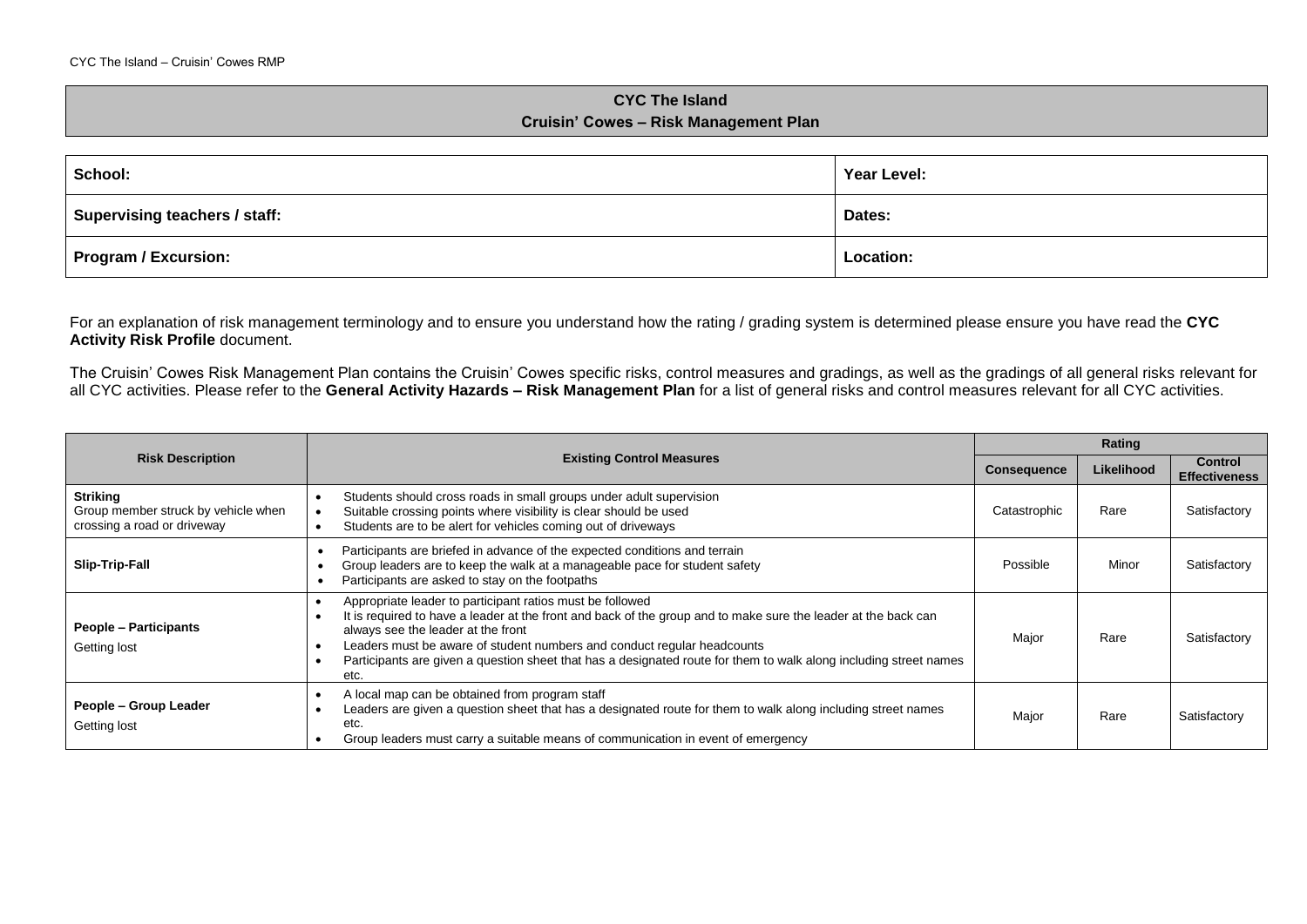# CYC The Island

## Cruisin' Cowes – Risk Management Plan

| School: | Year Level: |
|---|---|
| Supervising teachers / staff: | Dates: |
| Program / Excursion: | Location: |

For an explanation of risk management terminology and to ensure you understand how the rating / grading system is determined please ensure you have read the **CYC Activity Risk Profile** document.

The Cruisin' Cowes Risk Management Plan contains the Cruisin' Cowes specific risks, control measures and gradings, as well as the gradings of all general risks relevant for all CYC activities. Please refer to the **General Activity Hazards – Risk Management Plan** for a list of general risks and control measures relevant for all CYC activities.

| Risk Description | Existing Control Measures | Rating | | |
|---|---|---|---|---|
| | | Consequence | Likelihood | Control Effectiveness |
| **Striking**<br>Group member struck by vehicle when crossing a road or driveway | • Students should cross roads in small groups under adult supervision<br>• Suitable crossing points where visibility is clear should be used<br>• Students are to be alert for vehicles coming out of driveways | Catastrophic | Rare | Satisfactory |
| **Slip-Trip-Fall** | • Participants are briefed in advance of the expected conditions and terrain<br>• Group leaders are to keep the walk at a manageable pace for student safety<br>• Participants are asked to stay on the footpaths | Possible | Minor | Satisfactory |
| **People – Participants**<br>Getting lost | • Appropriate leader to participant ratios must be followed<br>• It is required to have a leader at the front and back of the group and to make sure the leader at the back can always see the leader at the front<br>• Leaders must be aware of student numbers and conduct regular headcounts<br>• Participants are given a question sheet that has a designated route for them to walk along including street names etc. | Major | Rare | Satisfactory |
| **People – Group Leader**<br>Getting lost | • A local map can be obtained from program staff<br>• Leaders are given a question sheet that has a designated route for them to walk along including street names etc.<br>• Group leaders must carry a suitable means of communication in event of emergency | Major | Rare | Satisfactory |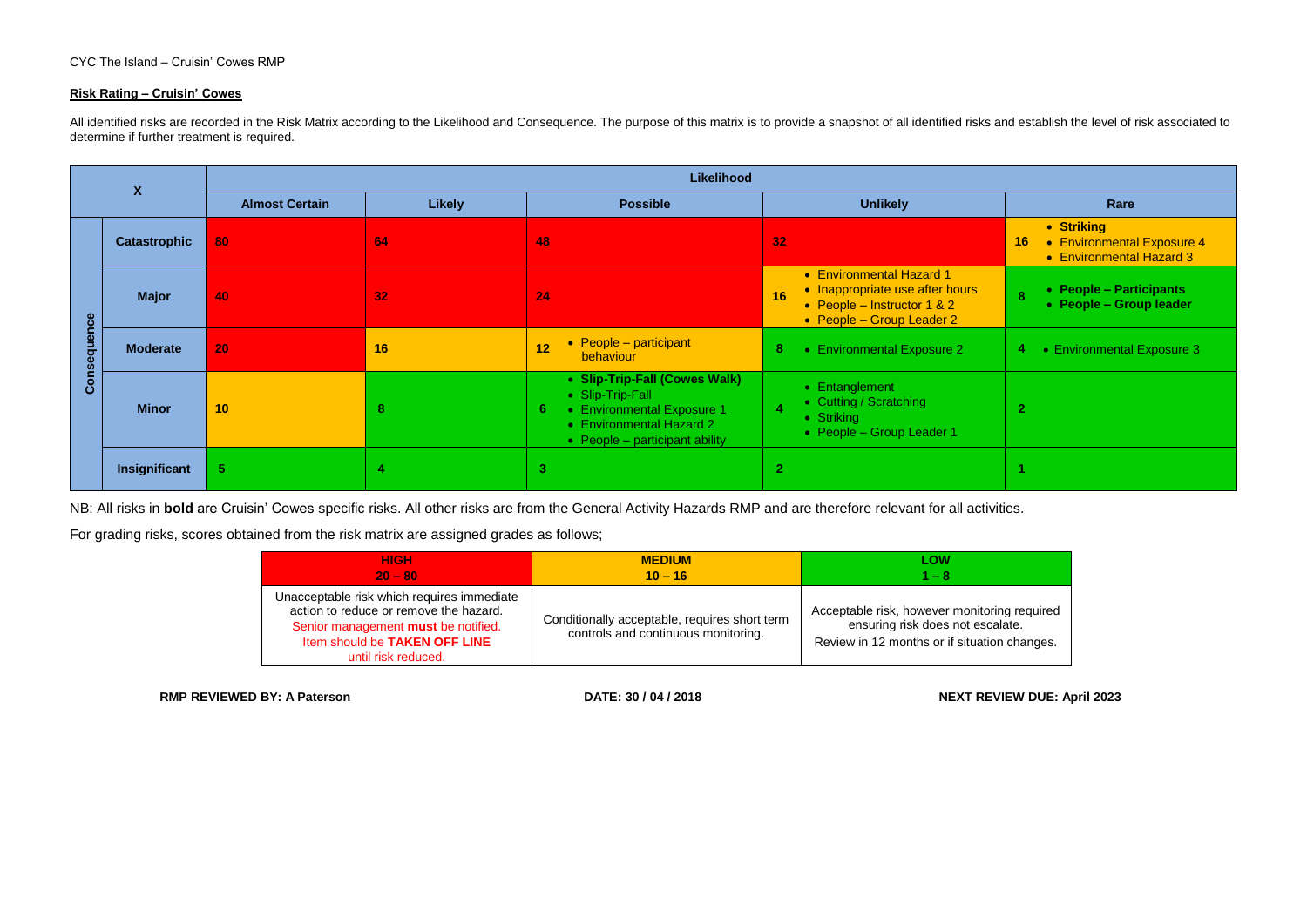CYC The Island – Cruisin' Cowes RMP

**Risk Rating – Cruisin' Cowes**

All identified risks are recorded in the Risk Matrix according to the Likelihood and Consequence. The purpose of this matrix is to provide a snapshot of all identified risks and establish the level of risk associated to determine if further treatment is required.

| X | | Likelihood | | | | |
|---|---|---|---|---|---|---|
| | | **Almost Certain** | **Likely** | **Possible** | **Unlikely** | **Rare** |
| **Consequence** | **Catastrophic** | 80 | 64 | 48 | 32 | 16 • **Striking** • Environmental Exposure 4 • Environmental Hazard 3 |
| | **Major** | 40 | 32 | 24 | 16 • Environmental Hazard 1 • Inappropriate use after hours • People – Instructor 1 & 2 • People – Group Leader 2 | 8 • **People – Participants** • **People – Group leader** |
| | **Moderate** | 20 | 16 | 12 • People – participant behaviour | 8 • Environmental Exposure 2 | 4 • Environmental Exposure 3 |
| | **Minor** | 10 | 8 | 6 • **Slip-Trip-Fall (Cowes Walk)** • Slip-Trip-Fall • Environmental Exposure 1 • Environmental Hazard 2 • People – participant ability | 4 • Entanglement • Cutting / Scratching • Striking • People – Group Leader 1 | 2 |
| | **Insignificant** | 5 | 4 | 3 | 2 | 1 |

NB: All risks in **bold** are Cruisin' Cowes specific risks. All other risks are from the General Activity Hazards RMP and are therefore relevant for all activities.

For grading risks, scores obtained from the risk matrix are assigned grades as follows;

| HIGH 20 – 80 | MEDIUM 10 – 16 | LOW 1 – 8 |
|---|---|---|
| Unacceptable risk which requires immediate action to reduce or remove the hazard. Senior management **must** be notified. Item should be **TAKEN OFF LINE** until risk reduced. | Conditionally acceptable, requires short term controls and continuous monitoring. | Acceptable risk, however monitoring required ensuring risk does not escalate. Review in 12 months or if situation changes. |

**RMP REVIEWED BY: A Paterson** **DATE: 30 / 04 / 2018** **NEXT REVIEW DUE: April 2023**